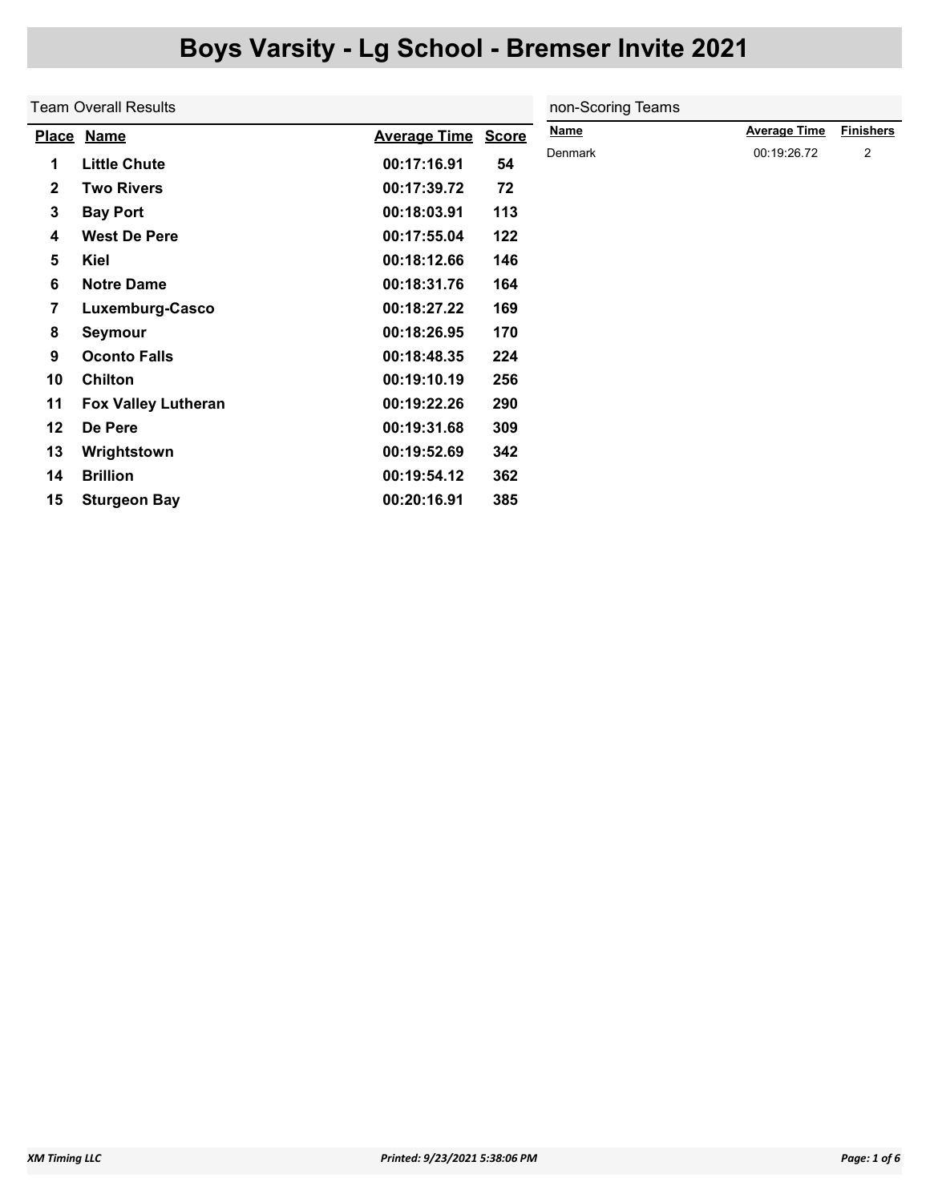# Boys Varsity - Lg School - Bremser Invite 2021

## Team Overall Results

| Place | Name | Average Time | Score |
|---|---|---|---|
| 1 | Little Chute | 00:17:16.91 | 54 |
| 2 | Two Rivers | 00:17:39.72 | 72 |
| 3 | Bay Port | 00:18:03.91 | 113 |
| 4 | West De Pere | 00:17:55.04 | 122 |
| 5 | Kiel | 00:18:12.66 | 146 |
| 6 | Notre Dame | 00:18:31.76 | 164 |
| 7 | Luxemburg-Casco | 00:18:27.22 | 169 |
| 8 | Seymour | 00:18:26.95 | 170 |
| 9 | Oconto Falls | 00:18:48.35 | 224 |
| 10 | Chilton | 00:19:10.19 | 256 |
| 11 | Fox Valley Lutheran | 00:19:22.26 | 290 |
| 12 | De Pere | 00:19:31.68 | 309 |
| 13 | Wrightstown | 00:19:52.69 | 342 |
| 14 | Brillion | 00:19:54.12 | 362 |
| 15 | Sturgeon Bay | 00:20:16.91 | 385 |

## non-Scoring Teams

| Name | Average Time | Finishers |
|---|---|---|
| Denmark | 00:19:26.72 | 2 |

XM Timing LLC

Printed: 9/23/2021 5:38:06 PM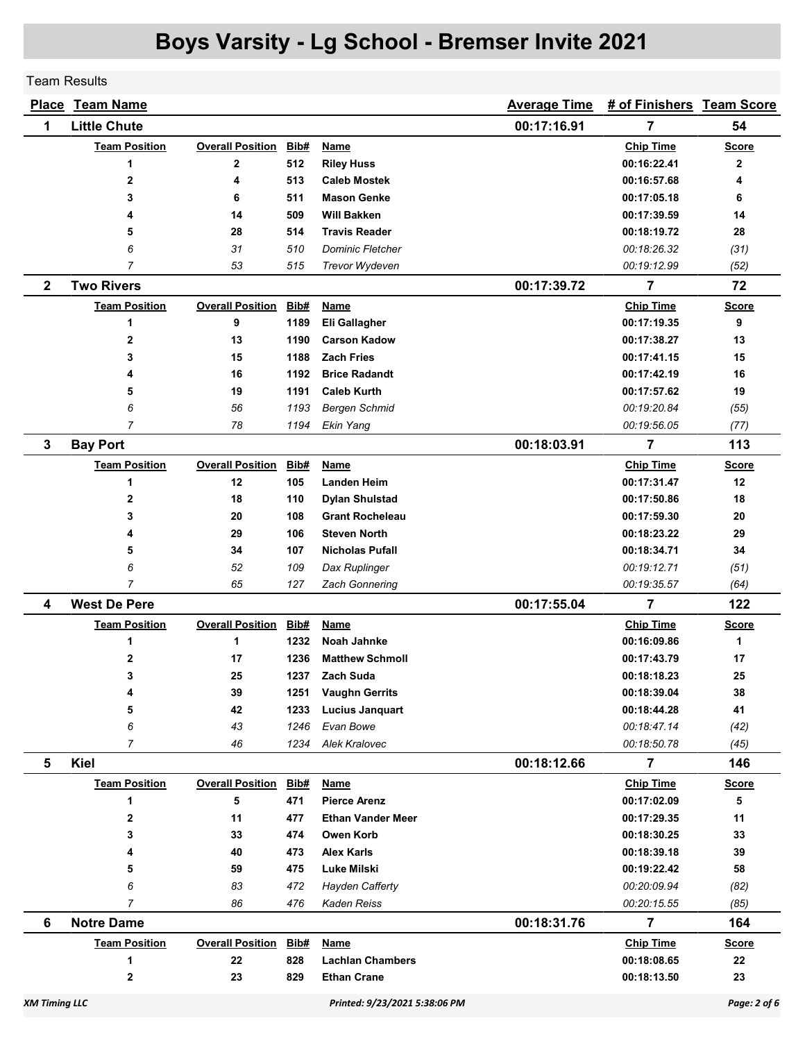# Boys Varsity - Lg School - Bremser Invite 2021

Team Results

| Place | Team Name | Average Time | # of Finishers | Team Score |
|---|---|---|---|---|
| 1 | Little Chute | 00:17:16.91 | 7 | 54 |

| Team Position | Overall Position | Bib# | Name | Chip Time | Score |
|---|---|---|---|---|---|
| 1 | 2 | 512 | **Riley Huss** | 00:16:22.41 | 2 |
| 2 | 4 | 513 | **Caleb Mostek** | 00:16:57.68 | 4 |
| 3 | 6 | 511 | **Mason Genke** | 00:17:05.18 | 6 |
| 4 | 14 | 509 | **Will Bakken** | 00:17:39.59 | 14 |
| 5 | 28 | 514 | **Travis Reader** | 00:18:19.72 | 28 |
| *6* | *31* | *510* | *Dominic Fletcher* | *00:18:26.32* | *(31)* |
| *7* | *53* | *515* | *Trevor Wydeven* | *00:19:12.99* | *(52)* |

| Place | Team Name | Average Time | # of Finishers | Team Score |
|---|---|---|---|---|
| 2 | Two Rivers | 00:17:39.72 | 7 | 72 |

| Team Position | Overall Position | Bib# | Name | Chip Time | Score |
|---|---|---|---|---|---|
| 1 | 9 | 1189 | **Eli Gallagher** | 00:17:19.35 | 9 |
| 2 | 13 | 1190 | **Carson Kadow** | 00:17:38.27 | 13 |
| 3 | 15 | 1188 | **Zach Fries** | 00:17:41.15 | 15 |
| 4 | 16 | 1192 | **Brice Radandt** | 00:17:42.19 | 16 |
| 5 | 19 | 1191 | **Caleb Kurth** | 00:17:57.62 | 19 |
| *6* | *56* | *1193* | *Bergen Schmid* | *00:19:20.84* | *(55)* |
| *7* | *78* | *1194* | *Ekin Yang* | *00:19:56.05* | *(77)* |

| Place | Team Name | Average Time | # of Finishers | Team Score |
|---|---|---|---|---|
| 3 | Bay Port | 00:18:03.91 | 7 | 113 |

| Team Position | Overall Position | Bib# | Name | Chip Time | Score |
|---|---|---|---|---|---|
| 1 | 12 | 105 | **Landen Heim** | 00:17:31.47 | 12 |
| 2 | 18 | 110 | **Dylan Shulstad** | 00:17:50.86 | 18 |
| 3 | 20 | 108 | **Grant Rocheleau** | 00:17:59.30 | 20 |
| 4 | 29 | 106 | **Steven North** | 00:18:23.22 | 29 |
| 5 | 34 | 107 | **Nicholas Pufall** | 00:18:34.71 | 34 |
| *6* | *52* | *109* | *Dax Ruplinger* | *00:19:12.71* | *(51)* |
| *7* | *65* | *127* | *Zach Gonnering* | *00:19:35.57* | *(64)* |

| Place | Team Name | Average Time | # of Finishers | Team Score |
|---|---|---|---|---|
| 4 | West De Pere | 00:17:55.04 | 7 | 122 |

| Team Position | Overall Position | Bib# | Name | Chip Time | Score |
|---|---|---|---|---|---|
| 1 | 1 | 1232 | **Noah Jahnke** | 00:16:09.86 | 1 |
| 2 | 17 | 1236 | **Matthew Schmoll** | 00:17:43.79 | 17 |
| 3 | 25 | 1237 | **Zach Suda** | 00:18:18.23 | 25 |
| 4 | 39 | 1251 | **Vaughn Gerrits** | 00:18:39.04 | 38 |
| 5 | 42 | 1233 | **Lucius Janquart** | 00:18:44.28 | 41 |
| *6* | *43* | *1246* | *Evan Bowe* | *00:18:47.14* | *(42)* |
| *7* | *46* | *1234* | *Alek Kralovec* | *00:18:50.78* | *(45)* |

| Place | Team Name | Average Time | # of Finishers | Team Score |
|---|---|---|---|---|
| 5 | Kiel | 00:18:12.66 | 7 | 146 |

| Team Position | Overall Position | Bib# | Name | Chip Time | Score |
|---|---|---|---|---|---|
| 1 | 5 | 471 | **Pierce Arenz** | 00:17:02.09 | 5 |
| 2 | 11 | 477 | **Ethan Vander Meer** | 00:17:29.35 | 11 |
| 3 | 33 | 474 | **Owen Korb** | 00:18:30.25 | 33 |
| 4 | 40 | 473 | **Alex Karls** | 00:18:39.18 | 39 |
| 5 | 59 | 475 | **Luke Milski** | 00:19:22.42 | 58 |
| *6* | *83* | *472* | *Hayden Cafferty* | *00:20:09.94* | *(82)* |
| *7* | *86* | *476* | *Kaden Reiss* | *00:20:15.55* | *(85)* |

| Place | Team Name | Average Time | # of Finishers | Team Score |
|---|---|---|---|---|
| 6 | Notre Dame | 00:18:31.76 | 7 | 164 |

| Team Position | Overall Position | Bib# | Name | Chip Time | Score |
|---|---|---|---|---|---|
| 1 | 22 | 828 | **Lachlan Chambers** | 00:18:08.65 | 22 |
| 2 | 23 | 829 | **Ethan Crane** | 00:18:13.50 | 23 |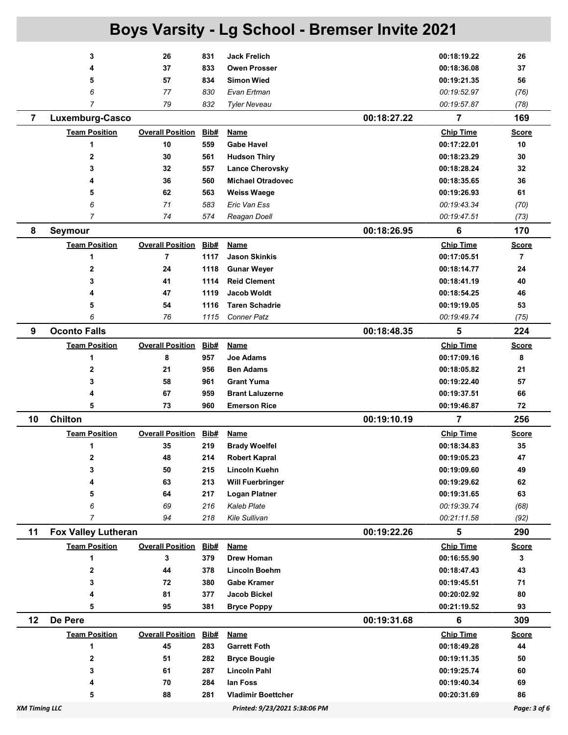# Boys Varsity - Lg School - Bremser Invite 2021

| Team Position | Overall Position | Bib# | Name | Chip Time | Score |
|---|---|---|---|---|---|
| **3** | **26** | **831** | **Jack Frelich** | **00:18:19.22** | **26** |
| **4** | **37** | **833** | **Owen Prosser** | **00:18:36.08** | **37** |
| **5** | **57** | **834** | **Simon Wied** | **00:19:21.35** | **56** |
| *6* | *77* | *830* | *Evan Ertman* | *00:19:52.97* | *(76)* |
| *7* | *79* | *832* | *Tyler Neveau* | *00:19:57.87* | *(78)* |

## 7 Luxemburg-Casco — 00:18:27.22 — 7 — 169

| Team Position | Overall Position | Bib# | Name | Chip Time | Score |
|---|---|---|---|---|---|
| **1** | **10** | **559** | **Gabe Havel** | **00:17:22.01** | **10** |
| **2** | **30** | **561** | **Hudson Thiry** | **00:18:23.29** | **30** |
| **3** | **32** | **557** | **Lance Cherovsky** | **00:18:28.24** | **32** |
| **4** | **36** | **560** | **Michael Otradovec** | **00:18:35.65** | **36** |
| **5** | **62** | **563** | **Weiss Waege** | **00:19:26.93** | **61** |
| *6* | *71* | *583* | *Eric Van Ess* | *00:19:43.34* | *(70)* |
| *7* | *74* | *574* | *Reagan Doell* | *00:19:47.51* | *(73)* |

## 8 Seymour — 00:18:26.95 — 6 — 170

| Team Position | Overall Position | Bib# | Name | Chip Time | Score |
|---|---|---|---|---|---|
| **1** | **7** | **1117** | **Jason Skinkis** | **00:17:05.51** | **7** |
| **2** | **24** | **1118** | **Gunar Weyer** | **00:18:14.77** | **24** |
| **3** | **41** | **1114** | **Reid Clement** | **00:18:41.19** | **40** |
| **4** | **47** | **1119** | **Jacob Woldt** | **00:18:54.25** | **46** |
| **5** | **54** | **1116** | **Taren Schadrie** | **00:19:19.05** | **53** |
| *6* | *76* | *1115* | *Conner Patz* | *00:19:49.74* | *(75)* |

## 9 Oconto Falls — 00:18:48.35 — 5 — 224

| Team Position | Overall Position | Bib# | Name | Chip Time | Score |
|---|---|---|---|---|---|
| **1** | **8** | **957** | **Joe Adams** | **00:17:09.16** | **8** |
| **2** | **21** | **956** | **Ben Adams** | **00:18:05.82** | **21** |
| **3** | **58** | **961** | **Grant Yuma** | **00:19:22.40** | **57** |
| **4** | **67** | **959** | **Brant Laluzerne** | **00:19:37.51** | **66** |
| **5** | **73** | **960** | **Emerson Rice** | **00:19:46.87** | **72** |

## 10 Chilton — 00:19:10.19 — 7 — 256

| Team Position | Overall Position | Bib# | Name | Chip Time | Score |
|---|---|---|---|---|---|
| **1** | **35** | **219** | **Brady Woelfel** | **00:18:34.83** | **35** |
| **2** | **48** | **214** | **Robert Kapral** | **00:19:05.23** | **47** |
| **3** | **50** | **215** | **Lincoln Kuehn** | **00:19:09.60** | **49** |
| **4** | **63** | **213** | **Will Fuerbringer** | **00:19:29.62** | **62** |
| **5** | **64** | **217** | **Logan Platner** | **00:19:31.65** | **63** |
| *6* | *69* | *216* | *Kaleb Plate* | *00:19:39.74* | *(68)* |
| *7* | *94* | *218* | *Kile Sullivan* | *00:21:11.58* | *(92)* |

## 11 Fox Valley Lutheran — 00:19:22.26 — 5 — 290

| Team Position | Overall Position | Bib# | Name | Chip Time | Score |
|---|---|---|---|---|---|
| **1** | **3** | **379** | **Drew Homan** | **00:16:55.90** | **3** |
| **2** | **44** | **378** | **Lincoln Boehm** | **00:18:47.43** | **43** |
| **3** | **72** | **380** | **Gabe Kramer** | **00:19:45.51** | **71** |
| **4** | **81** | **377** | **Jacob Bickel** | **00:20:02.92** | **80** |
| **5** | **95** | **381** | **Bryce Poppy** | **00:21:19.52** | **93** |

## 12 De Pere — 00:19:31.68 — 6 — 309

| Team Position | Overall Position | Bib# | Name | Chip Time | Score |
|---|---|---|---|---|---|
| **1** | **45** | **283** | **Garrett Foth** | **00:18:49.28** | **44** |
| **2** | **51** | **282** | **Bryce Bougie** | **00:19:11.35** | **50** |
| **3** | **61** | **287** | **Lincoln Pahl** | **00:19:25.74** | **60** |
| **4** | **70** | **284** | **Ian Foss** | **00:19:40.34** | **69** |
| **5** | **88** | **281** | **Vladimir Boettcher** | **00:20:31.69** | **86** |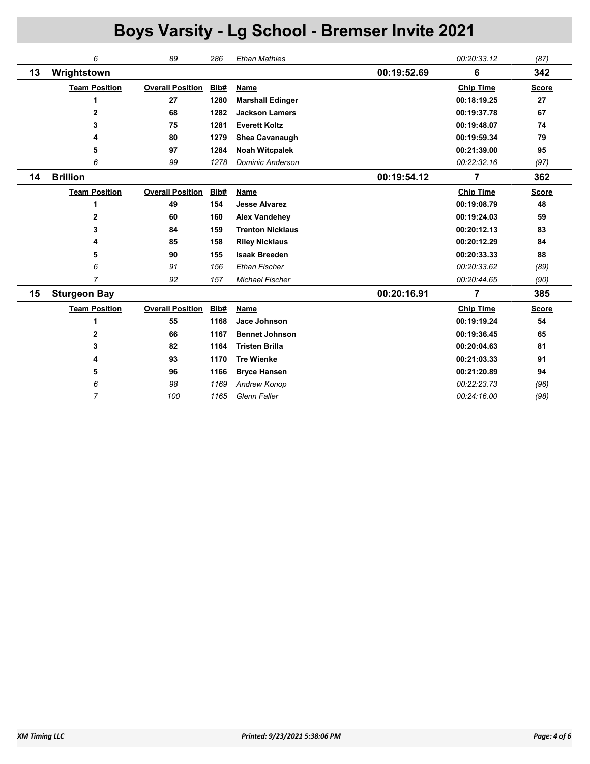# Boys Varsity - Lg School - Bremser Invite 2021

| | Team Position | Overall Position | Bib# | Name | | Chip Time | Score |
|---|---|---|---|---|---|---|---|
| | *6* | *89* | *286* | *Ethan Mathies* | | *00:20:33.12* | *(87)* |
| **13** | **Wrightstown** | | | | **00:19:52.69** | **6** | **342** |
| | **Team Position** | **Overall Position** | **Bib#** | **Name** | | **Chip Time** | **Score** |
| | **1** | **27** | **1280** | **Marshall Edinger** | | **00:18:19.25** | **27** |
| | **2** | **68** | **1282** | **Jackson Lamers** | | **00:19:37.78** | **67** |
| | **3** | **75** | **1281** | **Everett Koltz** | | **00:19:48.07** | **74** |
| | **4** | **80** | **1279** | **Shea Cavanaugh** | | **00:19:59.34** | **79** |
| | **5** | **97** | **1284** | **Noah Witcpalek** | | **00:21:39.00** | **95** |
| | *6* | *99* | *1278* | *Dominic Anderson* | | *00:22:32.16* | *(97)* |
| **14** | **Brillion** | | | | **00:19:54.12** | **7** | **362** |
| | **Team Position** | **Overall Position** | **Bib#** | **Name** | | **Chip Time** | **Score** |
| | **1** | **49** | **154** | **Jesse Alvarez** | | **00:19:08.79** | **48** |
| | **2** | **60** | **160** | **Alex Vandehey** | | **00:19:24.03** | **59** |
| | **3** | **84** | **159** | **Trenton Nicklaus** | | **00:20:12.13** | **83** |
| | **4** | **85** | **158** | **Riley Nicklaus** | | **00:20:12.29** | **84** |
| | **5** | **90** | **155** | **Isaak Breeden** | | **00:20:33.33** | **88** |
| | *6* | *91* | *156* | *Ethan Fischer* | | *00:20:33.62* | *(89)* |
| | *7* | *92* | *157* | *Michael Fischer* | | *00:20:44.65* | *(90)* |
| **15** | **Sturgeon Bay** | | | | **00:20:16.91** | **7** | **385** |
| | **Team Position** | **Overall Position** | **Bib#** | **Name** | | **Chip Time** | **Score** |
| | **1** | **55** | **1168** | **Jace Johnson** | | **00:19:19.24** | **54** |
| | **2** | **66** | **1167** | **Bennet Johnson** | | **00:19:36.45** | **65** |
| | **3** | **82** | **1164** | **Tristen Brilla** | | **00:20:04.63** | **81** |
| | **4** | **93** | **1170** | **Tre Wienke** | | **00:21:03.33** | **91** |
| | **5** | **96** | **1166** | **Bryce Hansen** | | **00:21:20.89** | **94** |
| | *6* | *98* | *1169* | *Andrew Konop* | | *00:22:23.73* | *(96)* |
| | *7* | *100* | *1165* | *Glenn Faller* | | *00:24:16.00* | *(98)* |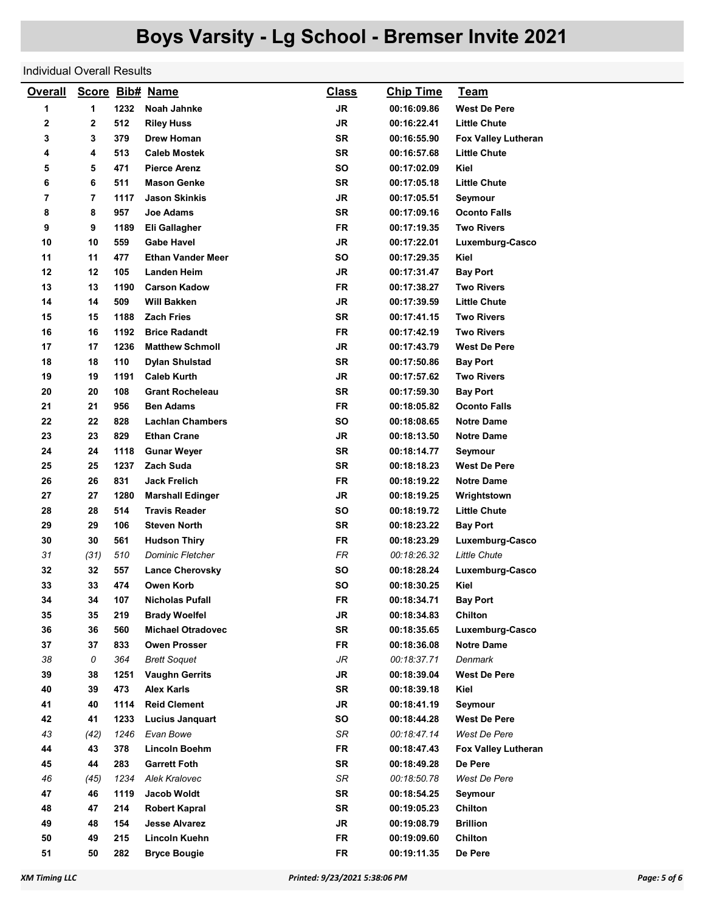# Boys Varsity - Lg School - Bremser Invite 2021

Individual Overall Results

| Overall | Score | Bib# | Name | Class | Chip Time | Team |
|---|---|---|---|---|---|---|
| 1 | 1 | 1232 | Noah Jahnke | JR | 00:16:09.86 | West De Pere |
| 2 | 2 | 512 | Riley Huss | JR | 00:16:22.41 | Little Chute |
| 3 | 3 | 379 | Drew Homan | SR | 00:16:55.90 | Fox Valley Lutheran |
| 4 | 4 | 513 | Caleb Mostek | SR | 00:16:57.68 | Little Chute |
| 5 | 5 | 471 | Pierce Arenz | SO | 00:17:02.09 | Kiel |
| 6 | 6 | 511 | Mason Genke | SR | 00:17:05.18 | Little Chute |
| 7 | 7 | 1117 | Jason Skinkis | JR | 00:17:05.51 | Seymour |
| 8 | 8 | 957 | Joe Adams | SR | 00:17:09.16 | Oconto Falls |
| 9 | 9 | 1189 | Eli Gallagher | FR | 00:17:19.35 | Two Rivers |
| 10 | 10 | 559 | Gabe Havel | JR | 00:17:22.01 | Luxemburg-Casco |
| 11 | 11 | 477 | Ethan Vander Meer | SO | 00:17:29.35 | Kiel |
| 12 | 12 | 105 | Landen Heim | JR | 00:17:31.47 | Bay Port |
| 13 | 13 | 1190 | Carson Kadow | FR | 00:17:38.27 | Two Rivers |
| 14 | 14 | 509 | Will Bakken | JR | 00:17:39.59 | Little Chute |
| 15 | 15 | 1188 | Zach Fries | SR | 00:17:41.15 | Two Rivers |
| 16 | 16 | 1192 | Brice Radandt | FR | 00:17:42.19 | Two Rivers |
| 17 | 17 | 1236 | Matthew Schmoll | JR | 00:17:43.79 | West De Pere |
| 18 | 18 | 110 | Dylan Shulstad | SR | 00:17:50.86 | Bay Port |
| 19 | 19 | 1191 | Caleb Kurth | JR | 00:17:57.62 | Two Rivers |
| 20 | 20 | 108 | Grant Rocheleau | SR | 00:17:59.30 | Bay Port |
| 21 | 21 | 956 | Ben Adams | FR | 00:18:05.82 | Oconto Falls |
| 22 | 22 | 828 | Lachlan Chambers | SO | 00:18:08.65 | Notre Dame |
| 23 | 23 | 829 | Ethan Crane | JR | 00:18:13.50 | Notre Dame |
| 24 | 24 | 1118 | Gunar Weyer | SR | 00:18:14.77 | Seymour |
| 25 | 25 | 1237 | Zach Suda | SR | 00:18:18.23 | West De Pere |
| 26 | 26 | 831 | Jack Frelich | FR | 00:18:19.22 | Notre Dame |
| 27 | 27 | 1280 | Marshall Edinger | JR | 00:18:19.25 | Wrightstown |
| 28 | 28 | 514 | Travis Reader | SO | 00:18:19.72 | Little Chute |
| 29 | 29 | 106 | Steven North | SR | 00:18:23.22 | Bay Port |
| 30 | 30 | 561 | Hudson Thiry | FR | 00:18:23.29 | Luxemburg-Casco |
| *31* | *(31)* | *510* | *Dominic Fletcher* | *FR* | *00:18:26.32* | *Little Chute* |
| 32 | 32 | 557 | Lance Cherovsky | SO | 00:18:28.24 | Luxemburg-Casco |
| 33 | 33 | 474 | Owen Korb | SO | 00:18:30.25 | Kiel |
| 34 | 34 | 107 | Nicholas Pufall | FR | 00:18:34.71 | Bay Port |
| 35 | 35 | 219 | Brady Woelfel | JR | 00:18:34.83 | Chilton |
| 36 | 36 | 560 | Michael Otradovec | SR | 00:18:35.65 | Luxemburg-Casco |
| 37 | 37 | 833 | Owen Prosser | FR | 00:18:36.08 | Notre Dame |
| *38* | *0* | *364* | *Brett Soquet* | *JR* | *00:18:37.71* | *Denmark* |
| 39 | 38 | 1251 | Vaughn Gerrits | JR | 00:18:39.04 | West De Pere |
| 40 | 39 | 473 | Alex Karls | SR | 00:18:39.18 | Kiel |
| 41 | 40 | 1114 | Reid Clement | JR | 00:18:41.19 | Seymour |
| 42 | 41 | 1233 | Lucius Janquart | SO | 00:18:44.28 | West De Pere |
| *43* | *(42)* | *1246* | *Evan Bowe* | *SR* | *00:18:47.14* | *West De Pere* |
| 44 | 43 | 378 | Lincoln Boehm | FR | 00:18:47.43 | Fox Valley Lutheran |
| 45 | 44 | 283 | Garrett Foth | SR | 00:18:49.28 | De Pere |
| *46* | *(45)* | *1234* | *Alek Kralovec* | *SR* | *00:18:50.78* | *West De Pere* |
| 47 | 46 | 1119 | Jacob Woldt | SR | 00:18:54.25 | Seymour |
| 48 | 47 | 214 | Robert Kapral | SR | 00:19:05.23 | Chilton |
| 49 | 48 | 154 | Jesse Alvarez | JR | 00:19:08.79 | Brillion |
| 50 | 49 | 215 | Lincoln Kuehn | FR | 00:19:09.60 | Chilton |
| 51 | 50 | 282 | Bryce Bougie | FR | 00:19:11.35 | De Pere |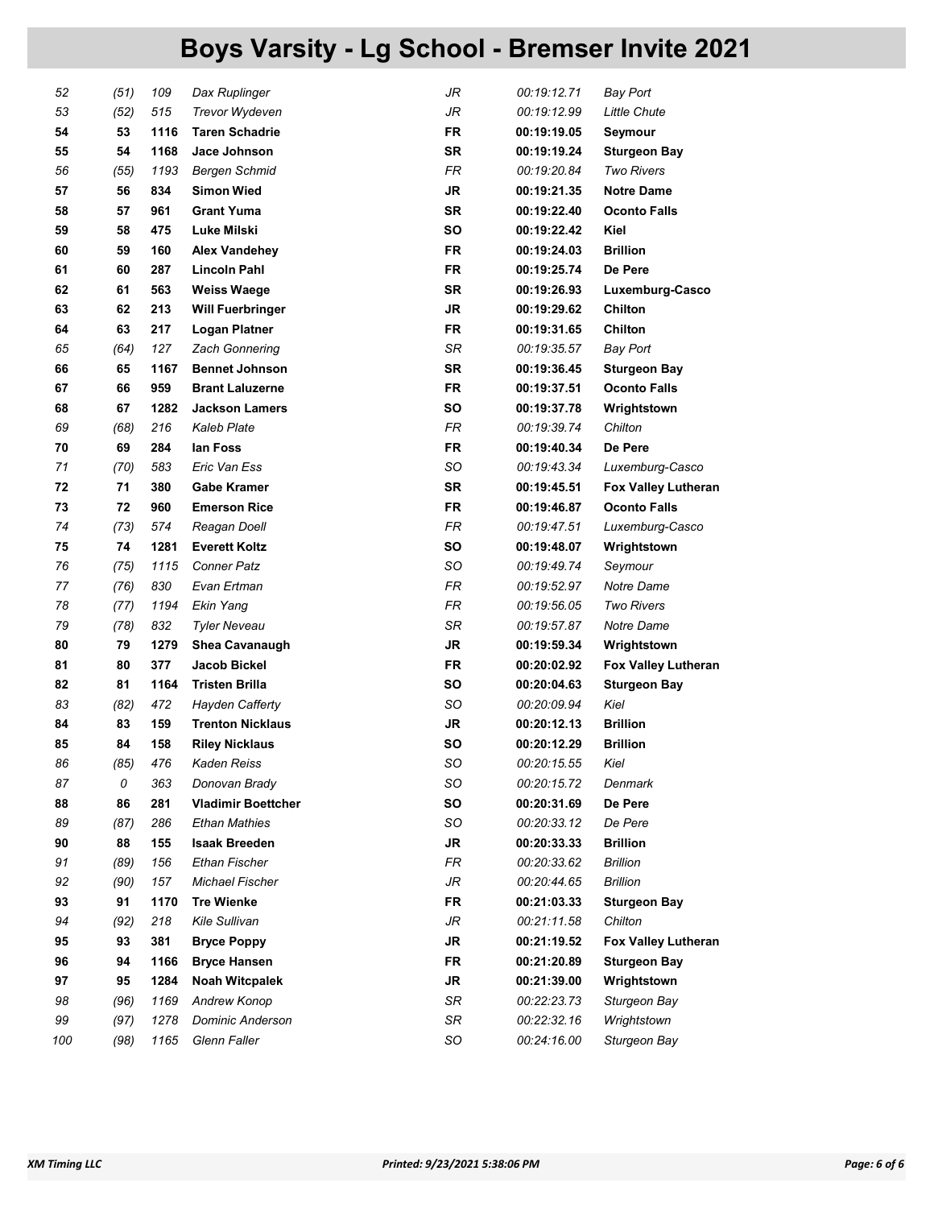# Boys Varsity - Lg School - Bremser Invite 2021

| | | | | | | |
|---|---|---|---|---|---|---|
| *52* | *(51)* | *109* | *Dax Ruplinger* | *JR* | *00:19:12.71* | *Bay Port* |
| *53* | *(52)* | *515* | *Trevor Wydeven* | *JR* | *00:19:12.99* | *Little Chute* |
| **54** | **53** | **1116** | **Taren Schadrie** | **FR** | **00:19:19.05** | **Seymour** |
| **55** | **54** | **1168** | **Jace Johnson** | **SR** | **00:19:19.24** | **Sturgeon Bay** |
| *56* | *(55)* | *1193* | *Bergen Schmid* | *FR* | *00:19:20.84* | *Two Rivers* |
| **57** | **56** | **834** | **Simon Wied** | **JR** | **00:19:21.35** | **Notre Dame** |
| **58** | **57** | **961** | **Grant Yuma** | **SR** | **00:19:22.40** | **Oconto Falls** |
| **59** | **58** | **475** | **Luke Milski** | **SO** | **00:19:22.42** | **Kiel** |
| **60** | **59** | **160** | **Alex Vandehey** | **FR** | **00:19:24.03** | **Brillion** |
| **61** | **60** | **287** | **Lincoln Pahl** | **FR** | **00:19:25.74** | **De Pere** |
| **62** | **61** | **563** | **Weiss Waege** | **SR** | **00:19:26.93** | **Luxemburg-Casco** |
| **63** | **62** | **213** | **Will Fuerbringer** | **JR** | **00:19:29.62** | **Chilton** |
| **64** | **63** | **217** | **Logan Platner** | **FR** | **00:19:31.65** | **Chilton** |
| *65* | *(64)* | *127* | *Zach Gonnering* | *SR* | *00:19:35.57* | *Bay Port* |
| **66** | **65** | **1167** | **Bennet Johnson** | **SR** | **00:19:36.45** | **Sturgeon Bay** |
| **67** | **66** | **959** | **Brant Laluzerne** | **FR** | **00:19:37.51** | **Oconto Falls** |
| **68** | **67** | **1282** | **Jackson Lamers** | **SO** | **00:19:37.78** | **Wrightstown** |
| *69* | *(68)* | *216* | *Kaleb Plate* | *FR* | *00:19:39.74* | *Chilton* |
| **70** | **69** | **284** | **Ian Foss** | **FR** | **00:19:40.34** | **De Pere** |
| *71* | *(70)* | *583* | *Eric Van Ess* | *SO* | *00:19:43.34* | *Luxemburg-Casco* |
| **72** | **71** | **380** | **Gabe Kramer** | **SR** | **00:19:45.51** | **Fox Valley Lutheran** |
| **73** | **72** | **960** | **Emerson Rice** | **FR** | **00:19:46.87** | **Oconto Falls** |
| *74* | *(73)* | *574* | *Reagan Doell* | *FR* | *00:19:47.51* | *Luxemburg-Casco* |
| **75** | **74** | **1281** | **Everett Koltz** | **SO** | **00:19:48.07** | **Wrightstown** |
| *76* | *(75)* | *1115* | *Conner Patz* | *SO* | *00:19:49.74* | *Seymour* |
| *77* | *(76)* | *830* | *Evan Ertman* | *FR* | *00:19:52.97* | *Notre Dame* |
| *78* | *(77)* | *1194* | *Ekin Yang* | *FR* | *00:19:56.05* | *Two Rivers* |
| *79* | *(78)* | *832* | *Tyler Neveau* | *SR* | *00:19:57.87* | *Notre Dame* |
| **80** | **79** | **1279** | **Shea Cavanaugh** | **JR** | **00:19:59.34** | **Wrightstown** |
| **81** | **80** | **377** | **Jacob Bickel** | **FR** | **00:20:02.92** | **Fox Valley Lutheran** |
| **82** | **81** | **1164** | **Tristen Brilla** | **SO** | **00:20:04.63** | **Sturgeon Bay** |
| *83* | *(82)* | *472* | *Hayden Cafferty* | *SO* | *00:20:09.94* | *Kiel* |
| **84** | **83** | **159** | **Trenton Nicklaus** | **JR** | **00:20:12.13** | **Brillion** |
| **85** | **84** | **158** | **Riley Nicklaus** | **SO** | **00:20:12.29** | **Brillion** |
| *86* | *(85)* | *476* | *Kaden Reiss* | *SO* | *00:20:15.55* | *Kiel* |
| *87* | *0* | *363* | *Donovan Brady* | *SO* | *00:20:15.72* | *Denmark* |
| **88** | **86** | **281** | **Vladimir Boettcher** | **SO** | **00:20:31.69** | **De Pere** |
| *89* | *(87)* | *286* | *Ethan Mathies* | *SO* | *00:20:33.12* | *De Pere* |
| **90** | **88** | **155** | **Isaak Breeden** | **JR** | **00:20:33.33** | **Brillion** |
| *91* | *(89)* | *156* | *Ethan Fischer* | *FR* | *00:20:33.62* | *Brillion* |
| *92* | *(90)* | *157* | *Michael Fischer* | *JR* | *00:20:44.65* | *Brillion* |
| **93** | **91** | **1170** | **Tre Wienke** | **FR** | **00:21:03.33** | **Sturgeon Bay** |
| *94* | *(92)* | *218* | *Kile Sullivan* | *JR* | *00:21:11.58* | *Chilton* |
| **95** | **93** | **381** | **Bryce Poppy** | **JR** | **00:21:19.52** | **Fox Valley Lutheran** |
| **96** | **94** | **1166** | **Bryce Hansen** | **FR** | **00:21:20.89** | **Sturgeon Bay** |
| **97** | **95** | **1284** | **Noah Witcpalek** | **JR** | **00:21:39.00** | **Wrightstown** |
| *98* | *(96)* | *1169* | *Andrew Konop* | *SR* | *00:22:23.73* | *Sturgeon Bay* |
| *99* | *(97)* | *1278* | *Dominic Anderson* | *SR* | *00:22:32.16* | *Wrightstown* |
| *100* | *(98)* | *1165* | *Glenn Faller* | *SO* | *00:24:16.00* | *Sturgeon Bay* |

*XM Timing LLC* *Printed: 9/23/2021 5:38:06 PM*